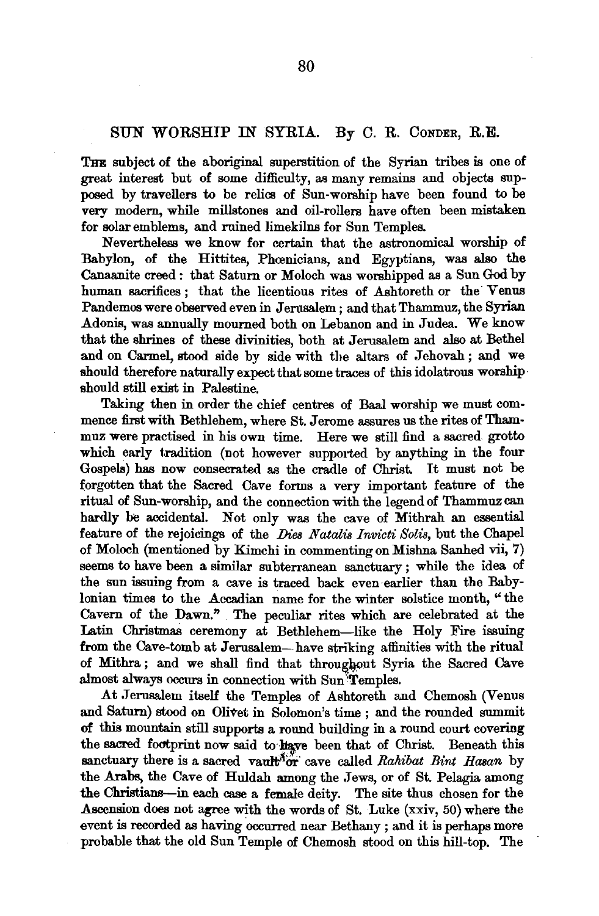# SUN WORSHIP IN SYRIA. By C. R. Conder, R.E.

The subject of the aboriginal superstition of the Syrian tribes is one of great interest but of some difficulty, as many remains and objects supposed by travellers to be relics of Sun-worship have been found to be very modern, while millstones and oil-rollers have often been mistaken for solar emblems, and ruined limekilns for Sun Temples.

Nevertheless we know for certain that the astronomical worship of Babylon, of the Hittites, Phœnicians, and Egyptians, was also the Canaanite creed: that Saturn or Moloch was worshipped as a Sun God by human sacrifices; that the licentious rites of Ashtoreth or the Venus Pandemos were observed even in Jerusalem; and that Thammuz, the Syrian Adonis, was annually mourned both on Lebanon and in Judea. We know that the shrines of these divinities, both at Jerusalem and also at Bethel and on Carmel, stood side by side with the altars of Jehovah; and we should therefore naturally expect that some traces of this idolatrous worship should still exist in Palestine.

Taking then in order the chief centres of Baal worship we must commence first with Bethlehem, where St. Jerome assures us the rites of Thammuz were practised in his own time. Here we still find a sacred grotto which early tradition (not however supported by anything in the four Gospels) has now consecrated as the cradle of Christ. It must not be forgotten that the Sacred Cave forms a very important feature of the ritual of Sun-worship, and the connection with the legend of Thammuz can hardly be accidental. Not only was the cave of Mithrah an essential feature of the rejoicings of the *Dies Natalis Invicti Solis*, but the Chapel of Moloch (mentioned by Kimchi in commenting on Mishna Sanhed vii, 7) seems to have been a similar subterranean sanctuary; while the idea of the sun issuing from a cave is traced back even earlier than the Babylonian times to the Accadian name for the winter solstice month, "the Cavern of the Dawn." The peculiar rites which are celebrated at the Latin Christmas ceremony at Bethlehem—like the Holy Fire issuing from the Cave-tomb at Jerusalem—have striking affinities with the ritual of Mithra; and we shall find that throughout Syria the Sacred Cave almost always occurs in connection with Sun Temples.

At Jerusalem itself the Temples of Ashtoreth and Chemosh (Venus and Saturn) stood on Olivet in Solomon's time; and the rounded summit of this mountain still supports a round building in a round court covering the sacred footprint now said to have been that of Christ. Beneath this sanctuary there is a sacred vault or cave called *Rahibat Bint Hasan* by the Arabs, the Cave of Huldah among the Jews, or of St. Pelagia among the Christians—in each case a female deity. The site thus chosen for the Ascension does not agree with the words of St. Luke (xxiv, 50) where the event is recorded as having occurred near Bethany; and it is perhaps more probable that the old Sun Temple of Chemosh stood on this hill-top. The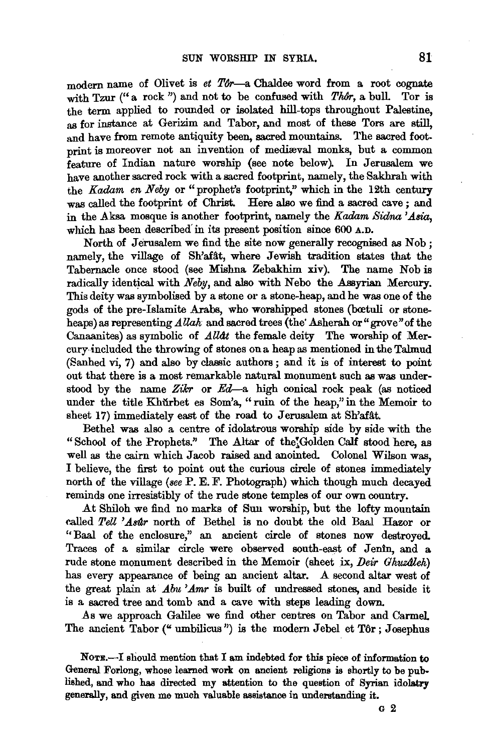modern name of Olivet is *et Tôr*—a Chaldee word from a root cognate with Tzur ("a rock") and not to be confused with *Thôr*, a bull. Tor is the term applied to rounded or isolated hill-tops throughout Palestine, as for instance at Gerizim and Tabor, and most of these Tors are still, and have from remote antiquity been, sacred mountains. The sacred footprint is moreover not an invention of mediæval monks, but a common feature of Indian nature worship (see note below). In Jerusalem we have another sacred rock with a sacred footprint, namely, the Sakhrah with the *Kadam en Neby* or "prophet's footprint," which in the 12th century was called the footprint of Christ. Here also we find a sacred cave; and in the Aksa mosque is another footprint, namely the *Kadam Sidna 'Asia*, which has been described in its present position since 600 A.D.

North of Jerusalem we find the site now generally recognised as Nob; namely, the village of Sh'afât, where Jewish tradition states that the Tabernacle once stood (see Mishna Zebakhim xiv). The name Nob is radically identical with *Neby*, and also with Nebo the Assyrian Mercury. This deity was symbolised by a stone or a stone-heap, and he was one of the gods of the pre-Islamite Arabs, who worshipped stones (bœtuli or stone-heaps) as representing *Allah* and sacred trees (the Asherah or "grove" of the Canaanites) as symbolic of *Allât* the female deity The worship of Mercury included the throwing of stones on a heap as mentioned in the Talmud (Sanhed vi, 7) and also by classic authors; and it is of interest to point out that there is a most remarkable natural monument such as was understood by the name *Zikr* or *Ed*—a high conical rock peak (as noticed under the title Khŭrbet es Som'a, "ruin of the heap," in the Memoir to sheet 17) immediately east of the road to Jerusalem at Sh'afât.

Bethel was also a centre of idolatrous worship side by side with the "School of the Prophets." The Altar of the Golden Calf stood here, as well as the cairn which Jacob raised and anointed. Colonel Wilson was, I believe, the first to point out the curious circle of stones immediately north of the village (*see* P. E. F. Photograph) which though much decayed reminds one irresistibly of the rude stone temples of our own country.

At Shiloh we find no marks of Sun worship, but the lofty mountain called *Tell 'Asûr* north of Bethel is no doubt the old Baal Hazor or "Baal of the enclosure," an ancient circle of stones now destroyed. Traces of a similar circle were observed south-east of Jenîn, and a rude stone monument described in the Memoir (sheet ix, *Deir Ghuzâleh*) has every appearance of being an ancient altar. A second altar west of the great plain at *Abu 'Amr* is built of undressed stones, and beside it is a sacred tree and tomb and a cave with steps leading down.

As we approach Galilee we find other centres on Tabor and Carmel. The ancient Tabor ("umbilicus") is the modern Jebel et Tôr; Josephus

NOTE.—I should mention that I am indebted for this piece of information to General Forlong, whose learned work on ancient religions is shortly to be published, and who has directed my attention to the question of Syrian idolatry generally, and given me much valuable assistance in understanding it.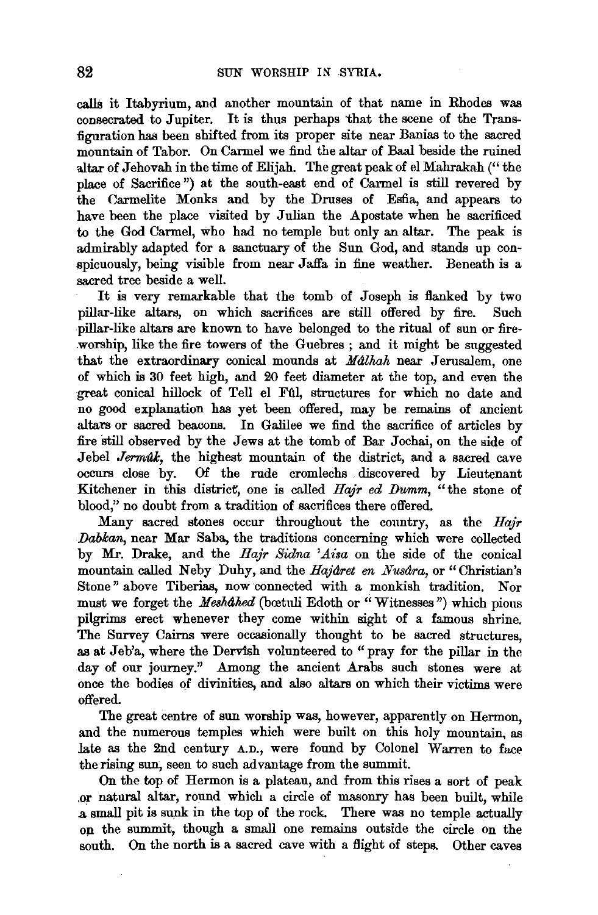calls it Itabyrium, and another mountain of that name in Rhodes was consecrated to Jupiter. It is thus perhaps that the scene of the Transfiguration has been shifted from its proper site near Banias to the sacred mountain of Tabor. On Carmel we find the altar of Baal beside the ruined altar of Jehovah in the time of Elijah. The great peak of el Mahrakah ("the place of Sacrifice") at the south-east end of Carmel is still revered by the Carmelite Monks and by the Druses of Esfia, and appears to have been the place visited by Julian the Apostate when he sacrificed to the God Carmel, who had no temple but only an altar. The peak is admirably adapted for a sanctuary of the Sun God, and stands up conspicuously, being visible from near Jaffa in fine weather. Beneath is a sacred tree beside a well.

It is very remarkable that the tomb of Joseph is flanked by two pillar-like altars, on which sacrifices are still offered by fire. Such pillar-like altars are known to have belonged to the ritual of sun or fire-worship, like the fire towers of the Guebres; and it might be suggested that the extraordinary conical mounds at *Mâlhah* near Jerusalem, one of which is 30 feet high, and 20 feet diameter at the top, and even the great conical hillock of Tell el Fûl, structures for which no date and no good explanation has yet been offered, may be remains of ancient altars or sacred beacons. In Galilee we find the sacrifice of articles by fire still observed by the Jews at the tomb of Bar Jochai, on the side of Jebel *Jermûk*, the highest mountain of the district, and a sacred cave occurs close by. Of the rude cromlechs discovered by Lieutenant Kitchener in this district, one is called *Hajr ed Dumm*, "the stone of blood," no doubt from a tradition of sacrifices there offered.

Many sacred stones occur throughout the country, as the *Hajr Dabkan*, near Mar Saba, the traditions concerning which were collected by Mr. Drake, and the *Hajr Sidna 'Aisa* on the side of the conical mountain called Neby Duhy, and the *Hajâret en Nusâra*, or "Christian's Stone" above Tiberias, now connected with a monkish tradition. Nor must we forget the *Meshâhed* (bœtuli Edoth or "Witnesses") which pious pilgrims erect whenever they come within sight of a famous shrine. The Survey Cairns were occasionally thought to be sacred structures, as at Jeb'a, where the Dervîsh volunteered to "pray for the pillar in the day of our journey." Among the ancient Arabs such stones were at once the bodies of divinities, and also altars on which their victims were offered.

The great centre of sun worship was, however, apparently on Hermon, and the numerous temples which were built on this holy mountain, as late as the 2nd century A.D., were found by Colonel Warren to face the rising sun, seen to such advantage from the summit.

On the top of Hermon is a plateau, and from this rises a sort of peak or natural altar, round which a circle of masonry has been built, while a small pit is sunk in the top of the rock. There was no temple actually on the summit, though a small one remains outside the circle on the south. On the north is a sacred cave with a flight of steps. Other caves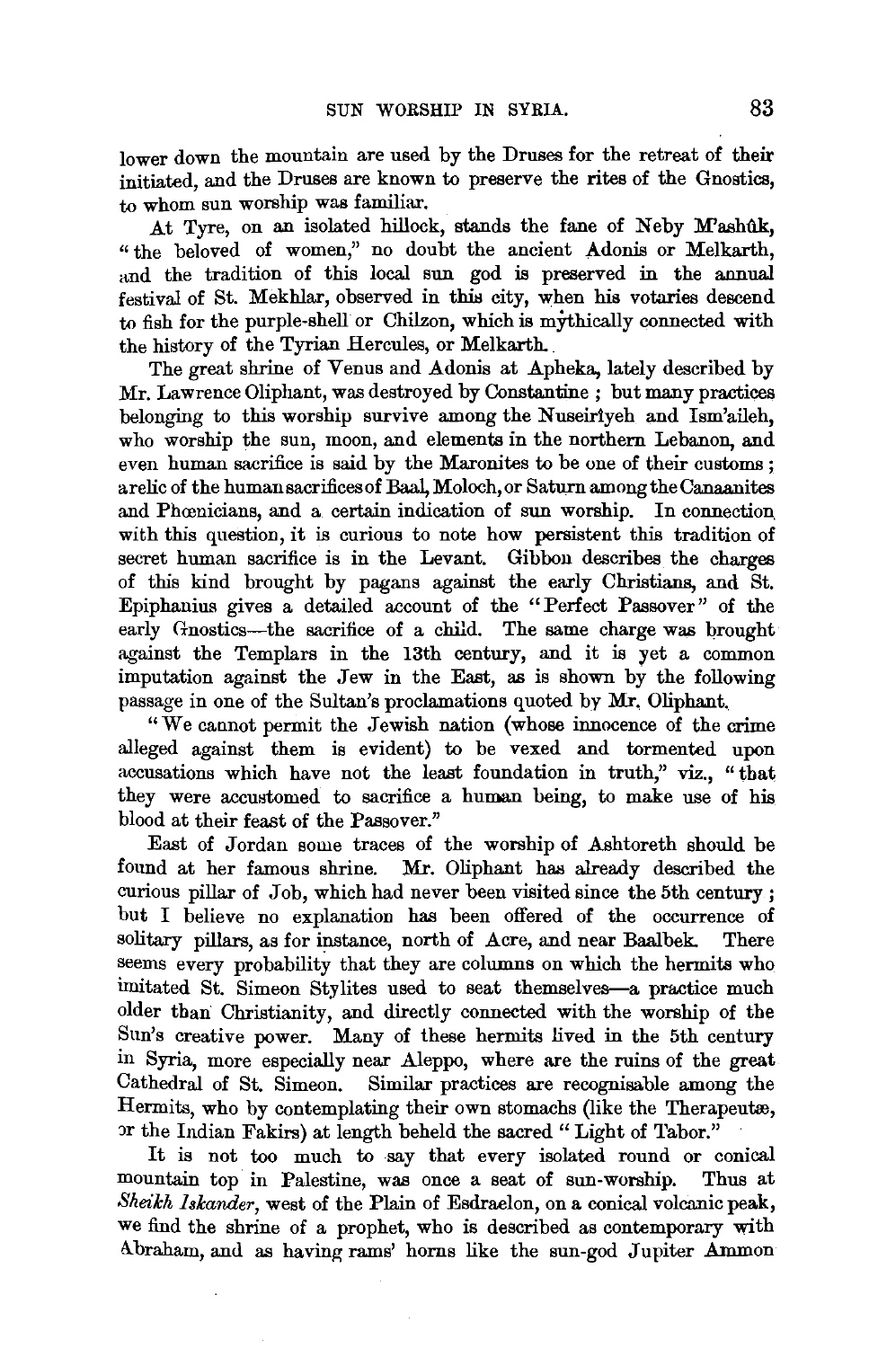lower down the mountain are used by the Druses for the retreat of their initiated, and the Druses are known to preserve the rites of the Gnostics, to whom sun worship was familiar.

At Tyre, on an isolated hillock, stands the fane of Neby M'ashûk, "the beloved of women," no doubt the ancient Adonis or Melkarth, and the tradition of this local sun god is preserved in the annual festival of St. Mekhlar, observed in this city, when his votaries descend to fish for the purple-shell or Chilzon, which is mythically connected with the history of the Tyrian Hercules, or Melkarth.

The great shrine of Venus and Adonis at Apheka, lately described by Mr. Lawrence Oliphant, was destroyed by Constantine; but many practices belonging to this worship survive among the Nuseirîyeh and Ism'aileh, who worship the sun, moon, and elements in the northern Lebanon, and even human sacrifice is said by the Maronites to be one of their customs; a relic of the human sacrifices of Baal, Moloch, or Saturn among the Canaanites and Phœnicians, and a certain indication of sun worship. In connection with this question, it is curious to note how persistent this tradition of secret human sacrifice is in the Levant. Gibbon describes the charges of this kind brought by pagans against the early Christians, and St. Epiphanius gives a detailed account of the "Perfect Passover" of the early Gnostics—the sacrifice of a child. The same charge was brought against the Templars in the 13th century, and it is yet a common imputation against the Jew in the East, as is shown by the following passage in one of the Sultan's proclamations quoted by Mr. Oliphant.

"We cannot permit the Jewish nation (whose innocence of the crime alleged against them is evident) to be vexed and tormented upon accusations which have not the least foundation in truth," viz., "that they were accustomed to sacrifice a human being, to make use of his blood at their feast of the Passover."

East of Jordan some traces of the worship of Ashtoreth should be found at her famous shrine. Mr. Oliphant has already described the curious pillar of Job, which had never been visited since the 5th century; but I believe no explanation has been offered of the occurrence of solitary pillars, as for instance, north of Acre, and near Baalbek. There seems every probability that they are columns on which the hermits who imitated St. Simeon Stylites used to seat themselves—a practice much older than Christianity, and directly connected with the worship of the Sun's creative power. Many of these hermits lived in the 5th century in Syria, more especially near Aleppo, where are the ruins of the great Cathedral of St. Simeon. Similar practices are recognisable among the Hermits, who by contemplating their own stomachs (like the Therapeutæ, or the Indian Fakirs) at length beheld the sacred "Light of Tabor."

It is not too much to say that every isolated round or conical mountain top in Palestine, was once a seat of sun-worship. Thus at *Sheikh Iskander*, west of the Plain of Esdraelon, on a conical volcanic peak, we find the shrine of a prophet, who is described as contemporary with Abraham, and as having rams' horns like the sun-god Jupiter Ammon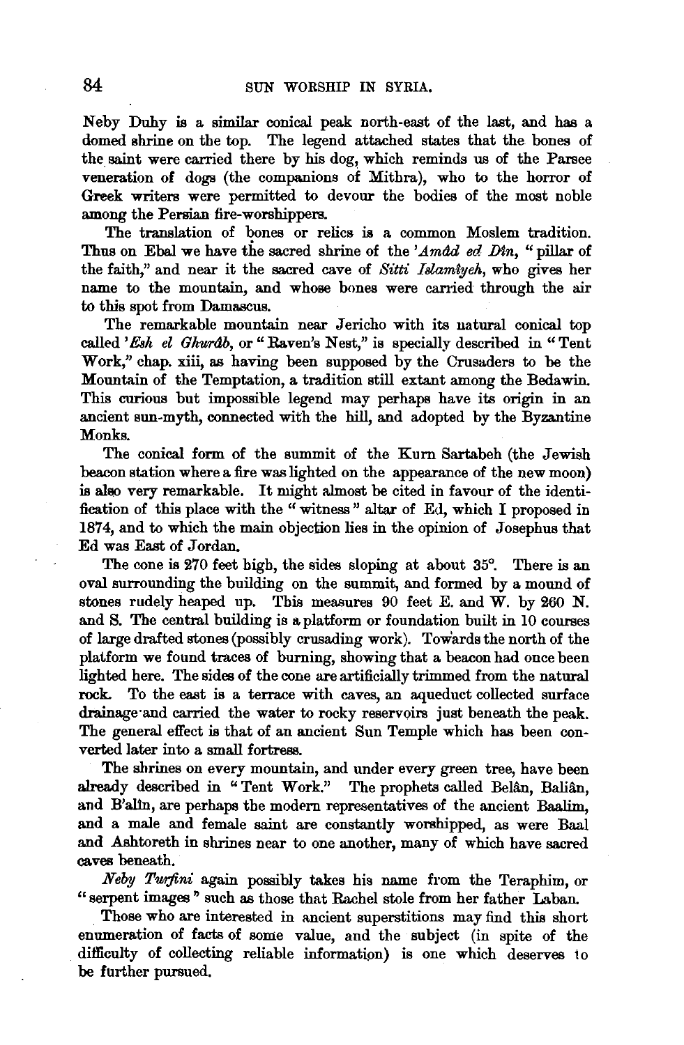Neby Duhy is a similar conical peak north-east of the last, and has a domed shrine on the top. The legend attached states that the bones of the saint were carried there by his dog, which reminds us of the Parsee veneration of dogs (the companions of Mithra), who to the horror of Greek writers were permitted to devour the bodies of the most noble among the Persian fire-worshippers.

The translation of bones or relics is a common Moslem tradition. Thus on Ebal we have the sacred shrine of the *'Amûd ed Dîn*, "pillar of the faith," and near it the sacred cave of *Sitti Islamîyeh*, who gives her name to the mountain, and whose bones were carried through the air to this spot from Damascus.

The remarkable mountain near Jericho with its natural conical top called *'Esh el Ghurâb*, or "Raven's Nest," is specially described in "Tent Work," chap. xiii, as having been supposed by the Crusaders to be the Mountain of the Temptation, a tradition still extant among the Bedawin. This curious but impossible legend may perhaps have its origin in an ancient sun-myth, connected with the hill, and adopted by the Byzantine Monks.

The conical form of the summit of the Kurn Sartabeh (the Jewish beacon station where a fire was lighted on the appearance of the new moon) is also very remarkable. It might almost be cited in favour of the identification of this place with the "witness" altar of Ed, which I proposed in 1874, and to which the main objection lies in the opinion of Josephus that Ed was East of Jordan.

The cone is 270 feet high, the sides sloping at about 35°. There is an oval surrounding the building on the summit, and formed by a mound of stones rudely heaped up. This measures 90 feet E. and W. by 260 N. and S. The central building is a platform or foundation built in 10 courses of large drafted stones (possibly crusading work). Towards the north of the platform we found traces of burning, showing that a beacon had once been lighted here. The sides of the cone are artificially trimmed from the natural rock. To the east is a terrace with caves, an aqueduct collected surface drainage and carried the water to rocky reservoirs just beneath the peak. The general effect is that of an ancient Sun Temple which has been converted later into a small fortress.

The shrines on every mountain, and under every green tree, have been already described in "Tent Work." The prophets called Belân, Baliân, and B'alîn, are perhaps the modern representatives of the ancient Baalim, and a male and female saint are constantly worshipped, as were Baal and Ashtoreth in shrines near to one another, many of which have sacred caves beneath.

*Neby Turfini* again possibly takes his name from the Teraphim, or "serpent images" such as those that Rachel stole from her father Laban.

Those who are interested in ancient superstitions may find this short enumeration of facts of some value, and the subject (in spite of the difficulty of collecting reliable information) is one which deserves to be further pursued.